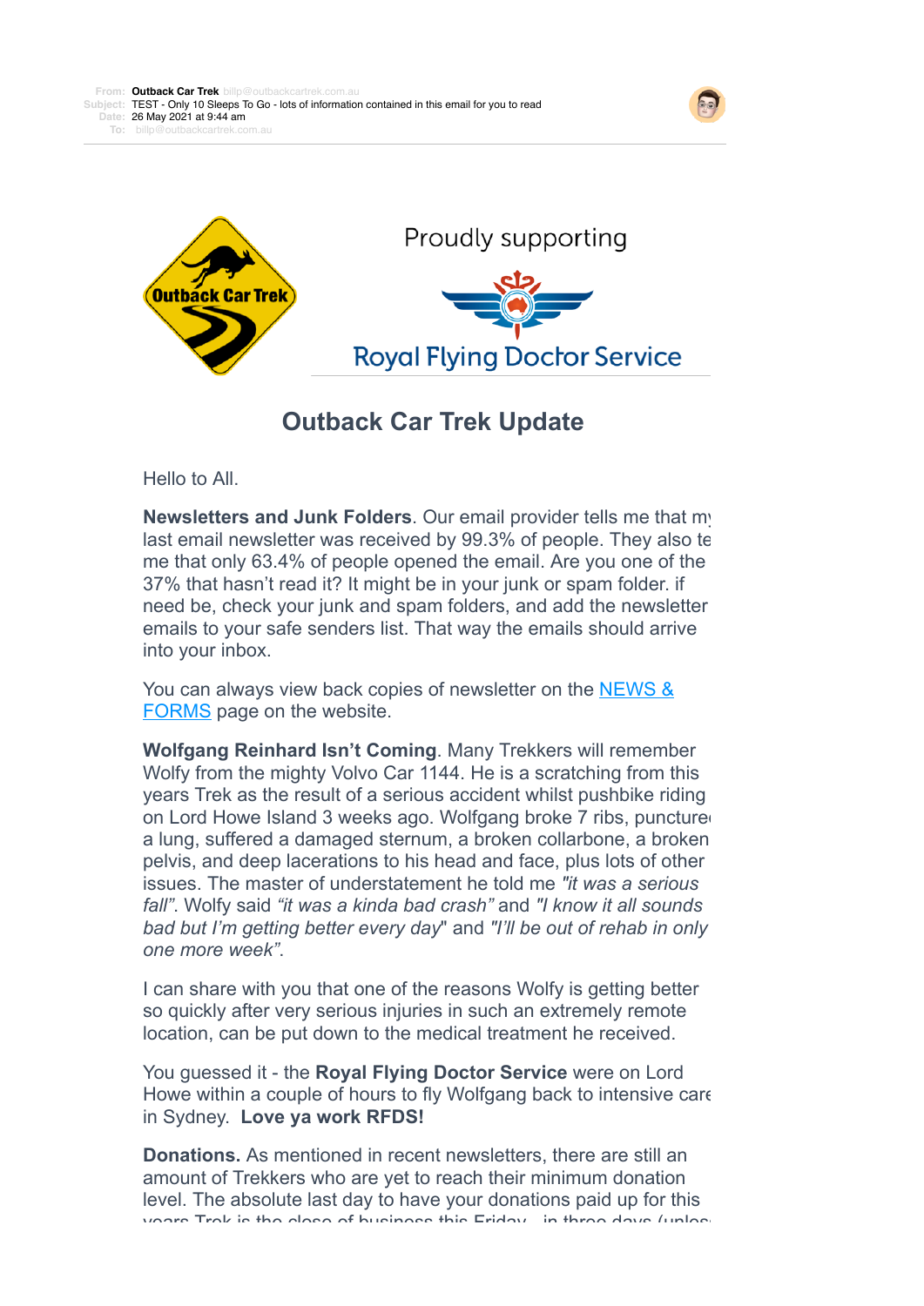**From:** Outback Car Trek billp@outbackcartrek.com.au
**Subject:** TEST - Only 10 Sleeps To Go - lots of information contained in this email for you to read
**Date:** 26 May 2021 at 9:44 am
**To:** billp@outbackcartrek.com.au

Outback Car Trek

Proudly supporting

Royal Flying Doctor Service

# Outback Car Trek Update

Hello to All.

**Newsletters and Junk Folders**. Our email provider tells me that my last email newsletter was received by 99.3% of people. They also tell me that only 63.4% of people opened the email. Are you one of the 37% that hasn't read it? It might be in your junk or spam folder. if need be, check your junk and spam folders, and add the newsletter emails to your safe senders list. That way the emails should arrive into your inbox.

You can always view back copies of newsletter on the [NEWS & FORMS]() page on the website.

**Wolfgang Reinhard Isn't Coming**. Many Trekkers will remember Wolfy from the mighty Volvo Car 1144. He is a scratching from this years Trek as the result of a serious accident whilst pushbike riding on Lord Howe Island 3 weeks ago. Wolfgang broke 7 ribs, punctured a lung, suffered a damaged sternum, a broken collarbone, a broken pelvis, and deep lacerations to his head and face, plus lots of other issues. The master of understatement he told me *"it was a serious fall"*. Wolfy said *"it was a kinda bad crash"* and *"I know it all sounds bad but I'm getting better every day"* and *"I'll be out of rehab in only one more week"*.

I can share with you that one of the reasons Wolfy is getting better so quickly after very serious injuries in such an extremely remote location, can be put down to the medical treatment he received.

You guessed it - the **Royal Flying Doctor Service** were on Lord Howe within a couple of hours to fly Wolfgang back to intensive care in Sydney. **Love ya work RFDS!**

**Donations.** As mentioned in recent newsletters, there are still an amount of Trekkers who are yet to reach their minimum donation level. The absolute last day to have your donations paid up for this years Trek is the close of business this Friday - in three days (unless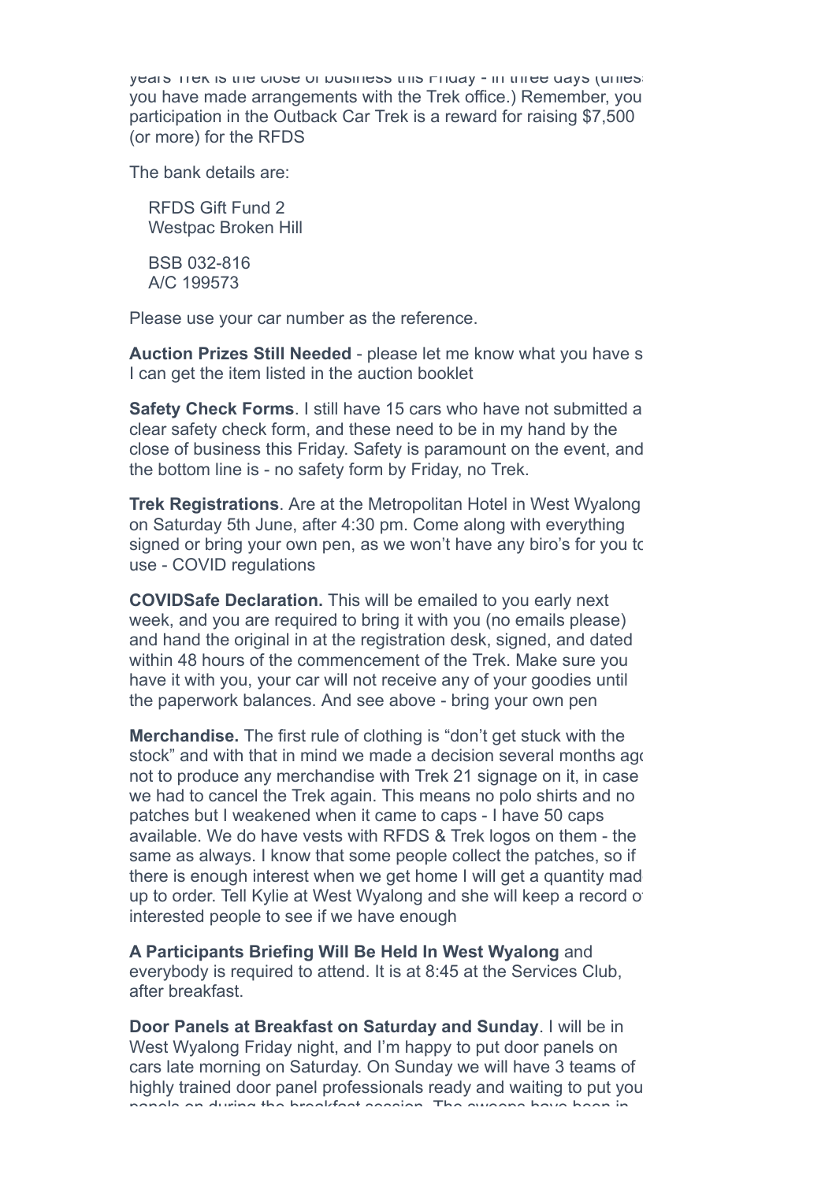years Trek is the close of business this Friday - in three days (unless you have made arrangements with the Trek office.) Remember, you participation in the Outback Car Trek is a reward for raising $7,500 (or more) for the RFDS

The bank details are:

RFDS Gift Fund 2
Westpac Broken Hill

BSB 032-816
A/C 199573

Please use your car number as the reference.

**Auction Prizes Still Needed** - please let me know what you have s I can get the item listed in the auction booklet

**Safety Check Forms**. I still have 15 cars who have not submitted a clear safety check form, and these need to be in my hand by the close of business this Friday. Safety is paramount on the event, and the bottom line is - no safety form by Friday, no Trek.

**Trek Registrations**. Are at the Metropolitan Hotel in West Wyalong on Saturday 5th June, after 4:30 pm. Come along with everything signed or bring your own pen, as we won't have any biro's for you to use - COVID regulations

**COVIDSafe Declaration.** This will be emailed to you early next week, and you are required to bring it with you (no emails please) and hand the original in at the registration desk, signed, and dated within 48 hours of the commencement of the Trek. Make sure you have it with you, your car will not receive any of your goodies until the paperwork balances. And see above - bring your own pen

**Merchandise.** The first rule of clothing is "don't get stuck with the stock" and with that in mind we made a decision several months ago not to produce any merchandise with Trek 21 signage on it, in case we had to cancel the Trek again. This means no polo shirts and no patches but I weakened when it came to caps - I have 50 caps available. We do have vests with RFDS & Trek logos on them - the same as always. I know that some people collect the patches, so if there is enough interest when we get home I will get a quantity made up to order. Tell Kylie at West Wyalong and she will keep a record of interested people to see if we have enough

**A Participants Briefing Will Be Held In West Wyalong** and everybody is required to attend. It is at 8:45 at the Services Club, after breakfast.

**Door Panels at Breakfast on Saturday and Sunday**. I will be in West Wyalong Friday night, and I'm happy to put door panels on cars late morning on Saturday. On Sunday we will have 3 teams of highly trained door panel professionals ready and waiting to put your panels on during the breakfast session. The sweeps have been in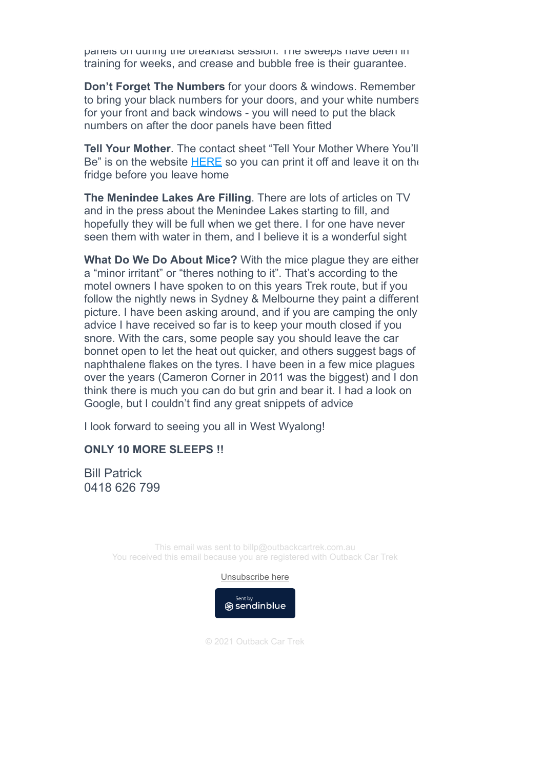panels on during the breakfast session. The sweeps have been in training for weeks, and crease and bubble free is their guarantee.

**Don't Forget The Numbers** for your doors & windows. Remember to bring your black numbers for your doors, and your white numbers for your front and back windows - you will need to put the black numbers on after the door panels have been fitted

**Tell Your Mother**. The contact sheet "Tell Your Mother Where You'll Be" is on the website [HERE] so you can print it off and leave it on the fridge before you leave home

**The Menindee Lakes Are Filling**. There are lots of articles on TV and in the press about the Menindee Lakes starting to fill, and hopefully they will be full when we get there. I for one have never seen them with water in them, and I believe it is a wonderful sight

**What Do We Do About Mice?** With the mice plague they are either a "minor irritant" or "theres nothing to it". That's according to the motel owners I have spoken to on this years Trek route, but if you follow the nightly news in Sydney & Melbourne they paint a different picture. I have been asking around, and if you are camping the only advice I have received so far is to keep your mouth closed if you snore. With the cars, some people say you should leave the car bonnet open to let the heat out quicker, and others suggest bags of naphthalene flakes on the tyres. I have been in a few mice plagues over the years (Cameron Corner in 2011 was the biggest) and I don think there is much you can do but grin and bear it. I had a look on Google, but I couldn't find any great snippets of advice

I look forward to seeing you all in West Wyalong!

**ONLY 10 MORE SLEEPS !!**

Bill Patrick
0418 626 799

This email was sent to billp@outbackcartrek.com.au
You received this email because you are registered with Outback Car Trek

Unsubscribe here

Sent by sendinblue

© 2021 Outback Car Trek